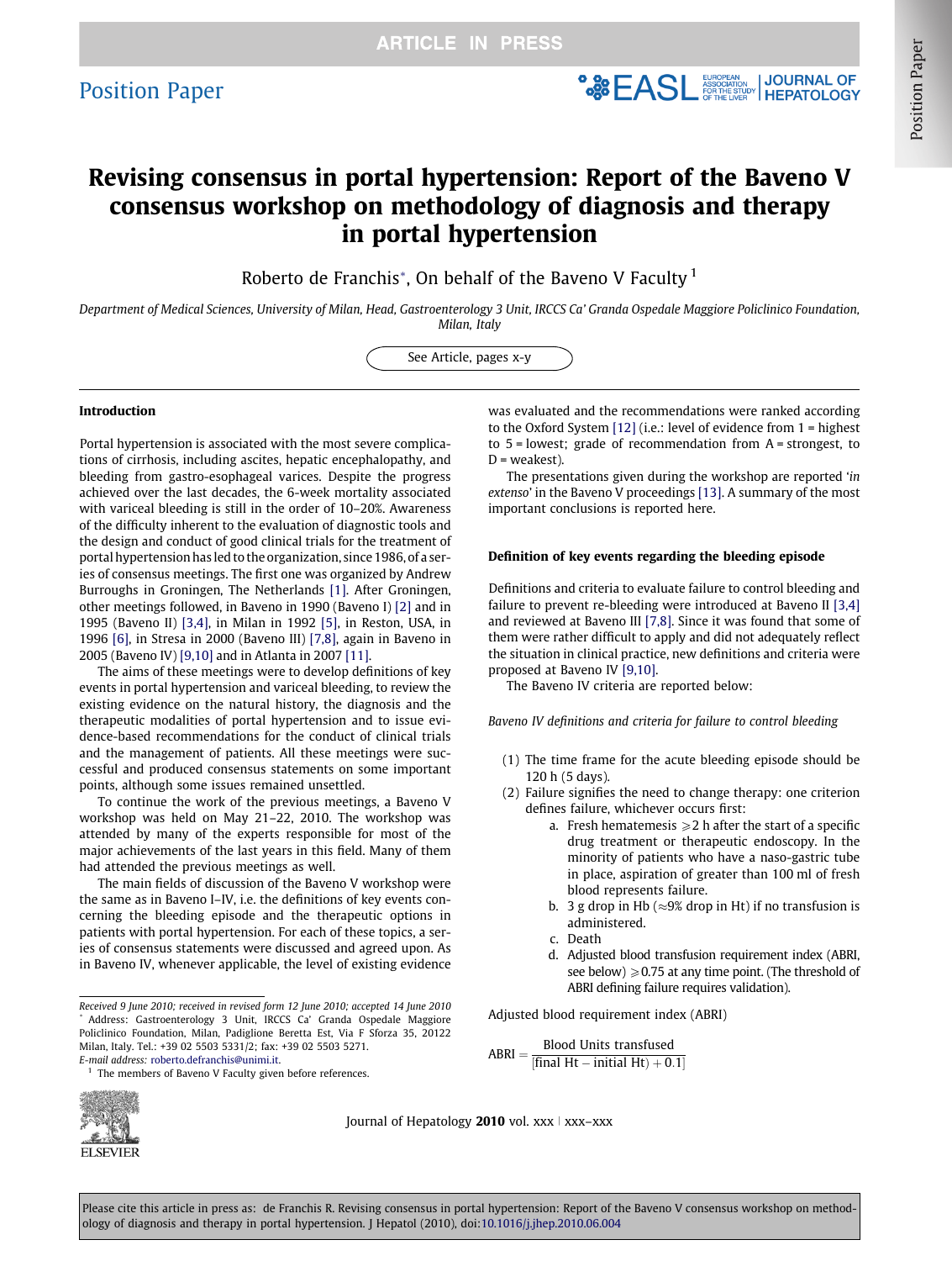Position Paper

# Revising consensus in portal hypertension: Report of the Baveno V consensus workshop on methodology of diagnosis and therapy in portal hypertension

Roberto de Franchis*, On behalf of the Baveno V Faculty [1]

*Department of Medical Sciences, University of Milan, Head, Gastroenterology 3 Unit, IRCCS Ca' Granda Ospedale Maggiore Policlinico Foundation, Milan, Italy*

See Article, pages x-y

## Introduction

Portal hypertension is associated with the most severe complications of cirrhosis, including ascites, hepatic encephalopathy, and bleeding from gastro-esophageal varices. Despite the progress achieved over the last decades, the 6-week mortality associated with variceal bleeding is still in the order of 10–20%. Awareness of the difficulty inherent to the evaluation of diagnostic tools and the design and conduct of good clinical trials for the treatment of portal hypertension has led to the organization, since 1986, of a series of consensus meetings. The first one was organized by Andrew Burroughs in Groningen, The Netherlands [1]. After Groningen, other meetings followed, in Baveno in 1990 (Baveno I) [2] and in 1995 (Baveno II) [3,4], in Milan in 1992 [5], in Reston, USA, in 1996 [6], in Stresa in 2000 (Baveno III) [7,8], again in Baveno in 2005 (Baveno IV) [9,10] and in Atlanta in 2007 [11].

The aims of these meetings were to develop definitions of key events in portal hypertension and variceal bleeding, to review the existing evidence on the natural history, the diagnosis and the therapeutic modalities of portal hypertension and to issue evidence-based recommendations for the conduct of clinical trials and the management of patients. All these meetings were successful and produced consensus statements on some important points, although some issues remained unsettled.

To continue the work of the previous meetings, a Baveno V workshop was held on May 21–22, 2010. The workshop was attended by many of the experts responsible for most of the major achievements of the last years in this field. Many of them had attended the previous meetings as well.

The main fields of discussion of the Baveno V workshop were the same as in Baveno I–IV, i.e. the definitions of key events concerning the bleeding episode and the therapeutic options in patients with portal hypertension. For each of these topics, a series of consensus statements were discussed and agreed upon. As in Baveno IV, whenever applicable, the level of existing evidence was evaluated and the recommendations were ranked according to the Oxford System [12] (i.e.: level of evidence from 1 = highest to 5 = lowest; grade of recommendation from A = strongest, to D = weakest).

The presentations given during the workshop are reported '*in extenso*' in the Baveno V proceedings [13]. A summary of the most important conclusions is reported here.

## Definition of key events regarding the bleeding episode

Definitions and criteria to evaluate failure to control bleeding and failure to prevent re-bleeding were introduced at Baveno II [3,4] and reviewed at Baveno III [7,8]. Since it was found that some of them were rather difficult to apply and did not adequately reflect the situation in clinical practice, new definitions and criteria were proposed at Baveno IV [9,10].

The Baveno IV criteria are reported below:

*Baveno IV definitions and criteria for failure to control bleeding*

(1) The time frame for the acute bleeding episode should be 120 h (5 days).

(2) Failure signifies the need to change therapy: one criterion defines failure, whichever occurs first:

   a. Fresh hematemesis $\geqslant 2$ h after the start of a specific drug treatment or therapeutic endoscopy. In the minority of patients who have a naso-gastric tube in place, aspiration of greater than 100 ml of fresh blood represents failure.

   b. 3 g drop in Hb ($\approx$9% drop in Ht) if no transfusion is administered.

   c. Death

   d. Adjusted blood transfusion requirement index (ABRI, see below) $\geqslant 0.75$ at any time point. (The threshold of ABRI defining failure requires validation).

Adjusted blood requirement index (ABRI)

$$\text{ABRI} = \frac{\text{Blood Units transfused}}{[\text{final Ht} - \text{initial Ht}) + 0.1]}$$

Received 9 June 2010; received in revised form 12 June 2010; accepted 14 June 2010

\* Address: Gastroenterology 3 Unit, IRCCS Ca' Granda Ospedale Maggiore Policlinico Foundation, Milan, Padiglione Beretta Est, Via F Sforza 35, 20122 Milan, Italy. Tel.: +39 02 5503 5331/2; fax: +39 02 5503 5271.

E-mail address: roberto.defranchis@unimi.it.

[1] The members of Baveno V Faculty given before references.

Please cite this article in press as: de Franchis R. Revising consensus in portal hypertension: Report of the Baveno V consensus workshop on methodology of diagnosis and therapy in portal hypertension. J Hepatol (2010), doi:10.1016/j.jhep.2010.06.004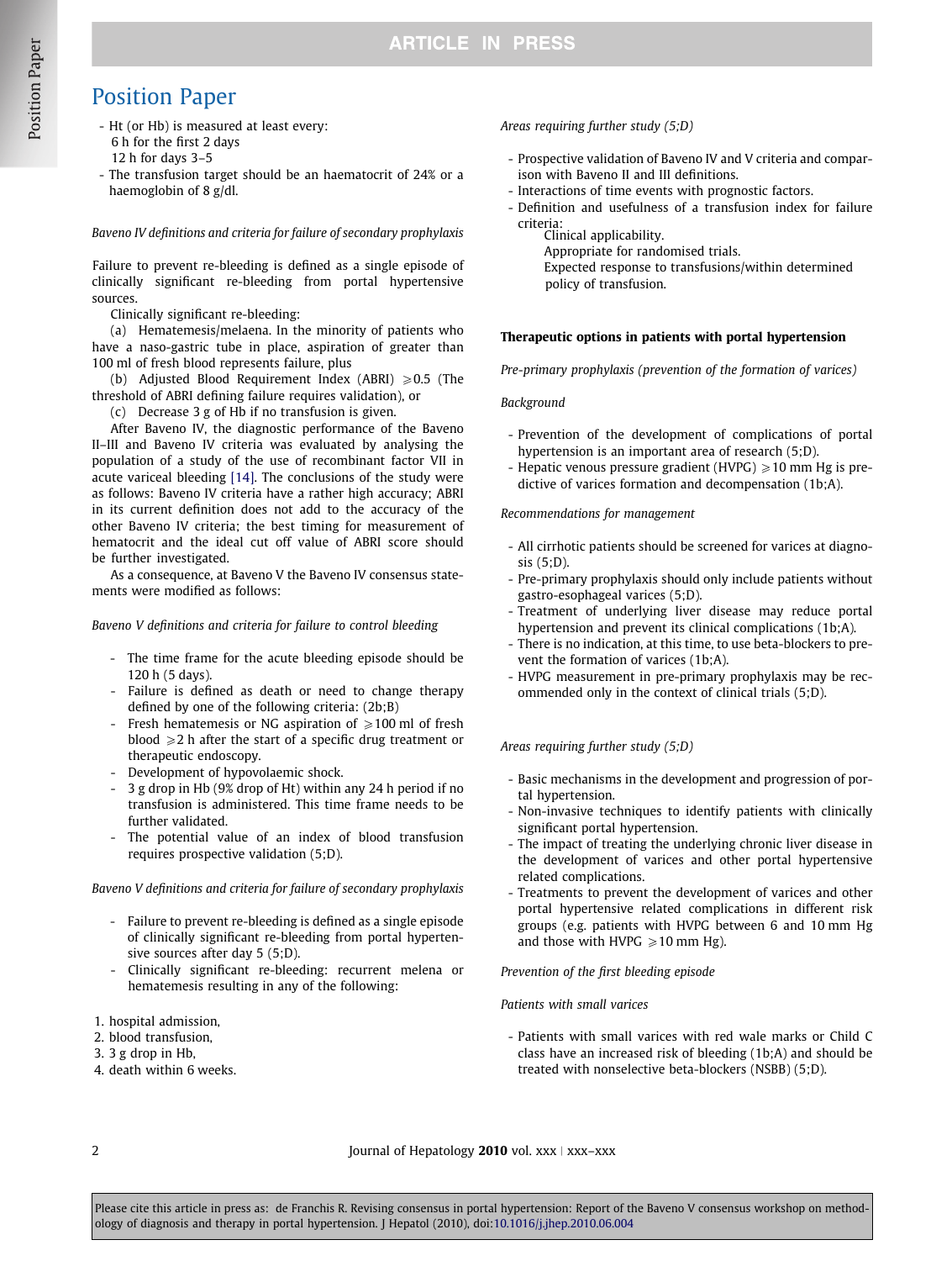- Ht (or Hb) is measured at least every:
  6 h for the first 2 days
  12 h for days 3–5
- The transfusion target should be an haematocrit of 24% or a haemoglobin of 8 g/dl.

*Baveno IV definitions and criteria for failure of secondary prophylaxis*

Failure to prevent re-bleeding is defined as a single episode of clinically significant re-bleeding from portal hypertensive sources.

Clinically significant re-bleeding:

(a) Hematemesis/melaena. In the minority of patients who have a naso-gastric tube in place, aspiration of greater than 100 ml of fresh blood represents failure, plus

(b) Adjusted Blood Requirement Index (ABRI) ⩾0.5 (The threshold of ABRI defining failure requires validation), or

(c) Decrease 3 g of Hb if no transfusion is given.

After Baveno IV, the diagnostic performance of the Baveno II–III and Baveno IV criteria was evaluated by analysing the population of a study of the use of recombinant factor VII in acute variceal bleeding [14]. The conclusions of the study were as follows: Baveno IV criteria have a rather high accuracy; ABRI in its current definition does not add to the accuracy of the other Baveno IV criteria; the best timing for measurement of hematocrit and the ideal cut off value of ABRI score should be further investigated.

As a consequence, at Baveno V the Baveno IV consensus statements were modified as follows:

*Baveno V definitions and criteria for failure to control bleeding*

- The time frame for the acute bleeding episode should be 120 h (5 days).
- Failure is defined as death or need to change therapy defined by one of the following criteria: (2b;B)
- Fresh hematemesis or NG aspiration of ⩾100 ml of fresh blood ⩾2 h after the start of a specific drug treatment or therapeutic endoscopy.
- Development of hypovolaemic shock.
- 3 g drop in Hb (9% drop of Ht) within any 24 h period if no transfusion is administered. This time frame needs to be further validated.
- The potential value of an index of blood transfusion requires prospective validation (5;D).

*Baveno V definitions and criteria for failure of secondary prophylaxis*

- Failure to prevent re-bleeding is defined as a single episode of clinically significant re-bleeding from portal hypertensive sources after day 5 (5;D).
- Clinically significant re-bleeding: recurrent melena or hematemesis resulting in any of the following:

1. hospital admission,
2. blood transfusion,
3. 3 g drop in Hb,
4. death within 6 weeks.

*Areas requiring further study (5;D)*

- Prospective validation of Baveno IV and V criteria and comparison with Baveno II and III definitions.
- Interactions of time events with prognostic factors.
- Definition and usefulness of a transfusion index for failure criteria:
  Clinical applicability.
  Appropriate for randomised trials.
  Expected response to transfusions/within determined policy of transfusion.

**Therapeutic options in patients with portal hypertension**

*Pre-primary prophylaxis (prevention of the formation of varices)*

*Background*

- Prevention of the development of complications of portal hypertension is an important area of research (5;D).
- Hepatic venous pressure gradient (HVPG) ⩾10 mm Hg is predictive of varices formation and decompensation (1b;A).

*Recommendations for management*

- All cirrhotic patients should be screened for varices at diagnosis (5;D).
- Pre-primary prophylaxis should only include patients without gastro-esophageal varices (5;D).
- Treatment of underlying liver disease may reduce portal hypertension and prevent its clinical complications (1b;A).
- There is no indication, at this time, to use beta-blockers to prevent the formation of varices (1b;A).
- HVPG measurement in pre-primary prophylaxis may be recommended only in the context of clinical trials (5;D).

*Areas requiring further study (5;D)*

- Basic mechanisms in the development and progression of portal hypertension.
- Non-invasive techniques to identify patients with clinically significant portal hypertension.
- The impact of treating the underlying chronic liver disease in the development of varices and other portal hypertensive related complications.
- Treatments to prevent the development of varices and other portal hypertensive related complications in different risk groups (e.g. patients with HVPG between 6 and 10 mm Hg and those with HVPG ⩾10 mm Hg).

*Prevention of the first bleeding episode*

*Patients with small varices*

- Patients with small varices with red wale marks or Child C class have an increased risk of bleeding (1b;A) and should be treated with nonselective beta-blockers (NSBB) (5;D).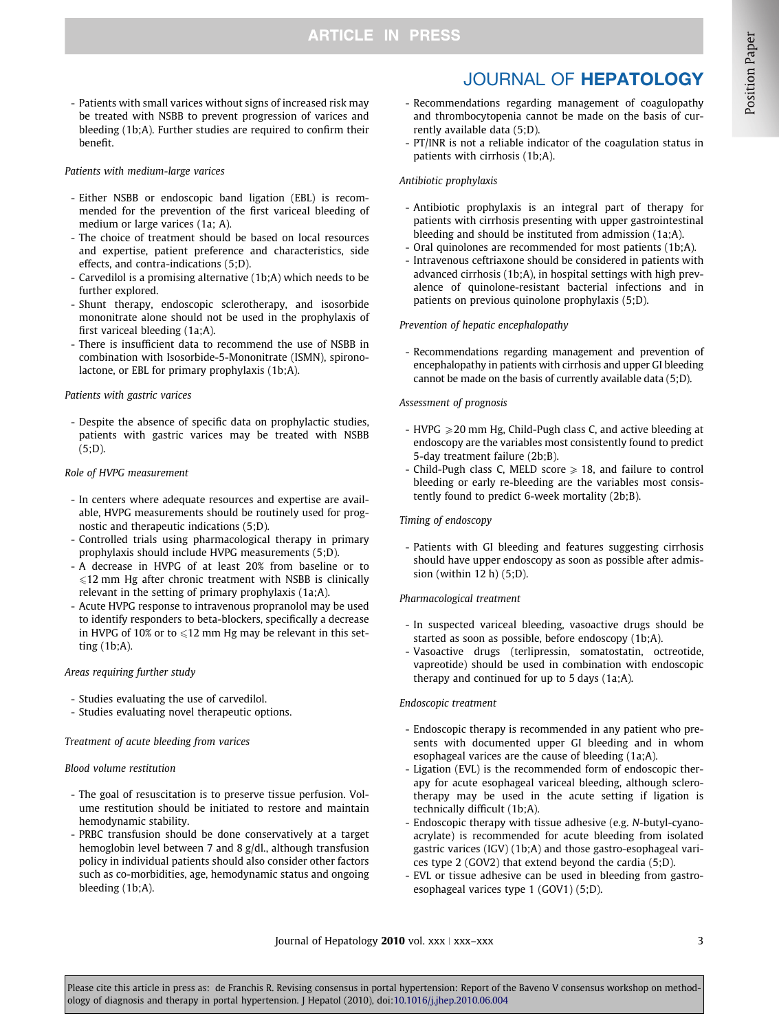- Patients with small varices without signs of increased risk may be treated with NSBB to prevent progression of varices and bleeding (1b;A). Further studies are required to confirm their benefit.

*Patients with medium-large varices*

- Either NSBB or endoscopic band ligation (EBL) is recommended for the prevention of the first variceal bleeding of medium or large varices (1a; A).
- The choice of treatment should be based on local resources and expertise, patient preference and characteristics, side effects, and contra-indications (5;D).
- Carvedilol is a promising alternative (1b;A) which needs to be further explored.
- Shunt therapy, endoscopic sclerotherapy, and isosorbide mononitrate alone should not be used in the prophylaxis of first variceal bleeding (1a;A).
- There is insufficient data to recommend the use of NSBB in combination with Isosorbide-5-Mononitrate (ISMN), spironolactone, or EBL for primary prophylaxis (1b;A).

*Patients with gastric varices*

- Despite the absence of specific data on prophylactic studies, patients with gastric varices may be treated with NSBB (5;D).

*Role of HVPG measurement*

- In centers where adequate resources and expertise are available, HVPG measurements should be routinely used for prognostic and therapeutic indications (5;D).
- Controlled trials using pharmacological therapy in primary prophylaxis should include HVPG measurements (5;D).
- A decrease in HVPG of at least 20% from baseline or to $\leqslant$12 mm Hg after chronic treatment with NSBB is clinically relevant in the setting of primary prophylaxis (1a;A).
- Acute HVPG response to intravenous propranolol may be used to identify responders to beta-blockers, specifically a decrease in HVPG of 10% or to $\leqslant$12 mm Hg may be relevant in this setting (1b;A).

*Areas requiring further study*

- Studies evaluating the use of carvedilol.
- Studies evaluating novel therapeutic options.

*Treatment of acute bleeding from varices*

*Blood volume restitution*

- The goal of resuscitation is to preserve tissue perfusion. Volume restitution should be initiated to restore and maintain hemodynamic stability.
- PRBC transfusion should be done conservatively at a target hemoglobin level between 7 and 8 g/dl., although transfusion policy in individual patients should also consider other factors such as co-morbidities, age, hemodynamic status and ongoing bleeding (1b;A).
- Recommendations regarding management of coagulopathy and thrombocytopenia cannot be made on the basis of currently available data (5;D).
- PT/INR is not a reliable indicator of the coagulation status in patients with cirrhosis (1b;A).

*Antibiotic prophylaxis*

- Antibiotic prophylaxis is an integral part of therapy for patients with cirrhosis presenting with upper gastrointestinal bleeding and should be instituted from admission (1a;A).
- Oral quinolones are recommended for most patients (1b;A).
- Intravenous ceftriaxone should be considered in patients with advanced cirrhosis (1b;A), in hospital settings with high prevalence of quinolone-resistant bacterial infections and in patients on previous quinolone prophylaxis (5;D).

*Prevention of hepatic encephalopathy*

- Recommendations regarding management and prevention of encephalopathy in patients with cirrhosis and upper GI bleeding cannot be made on the basis of currently available data (5;D).

*Assessment of prognosis*

- HVPG $\geqslant$20 mm Hg, Child-Pugh class C, and active bleeding at endoscopy are the variables most consistently found to predict 5-day treatment failure (2b;B).
- Child-Pugh class C, MELD score $\geqslant$ 18, and failure to control bleeding or early re-bleeding are the variables most consistently found to predict 6-week mortality (2b;B).

*Timing of endoscopy*

- Patients with GI bleeding and features suggesting cirrhosis should have upper endoscopy as soon as possible after admission (within 12 h) (5;D).

*Pharmacological treatment*

- In suspected variceal bleeding, vasoactive drugs should be started as soon as possible, before endoscopy (1b;A).
- Vasoactive drugs (terlipressin, somatostatin, octreotide, vapreotide) should be used in combination with endoscopic therapy and continued for up to 5 days (1a;A).

*Endoscopic treatment*

- Endoscopic therapy is recommended in any patient who presents with documented upper GI bleeding and in whom esophageal varices are the cause of bleeding (1a;A).
- Ligation (EVL) is the recommended form of endoscopic therapy for acute esophageal variceal bleeding, although sclerotherapy may be used in the acute setting if ligation is technically difficult (1b;A).
- Endoscopic therapy with tissue adhesive (e.g. *N*-butyl-cyanoacrylate) is recommended for acute bleeding from isolated gastric varices (IGV) (1b;A) and those gastro-esophageal varices type 2 (GOV2) that extend beyond the cardia (5;D).
- EVL or tissue adhesive can be used in bleeding from gastroesophageal varices type 1 (GOV1) (5;D).

Please cite this article in press as: de Franchis R. Revising consensus in portal hypertension: Report of the Baveno V consensus workshop on methodology of diagnosis and therapy in portal hypertension. J Hepatol (2010), doi:10.1016/j.jhep.2010.06.004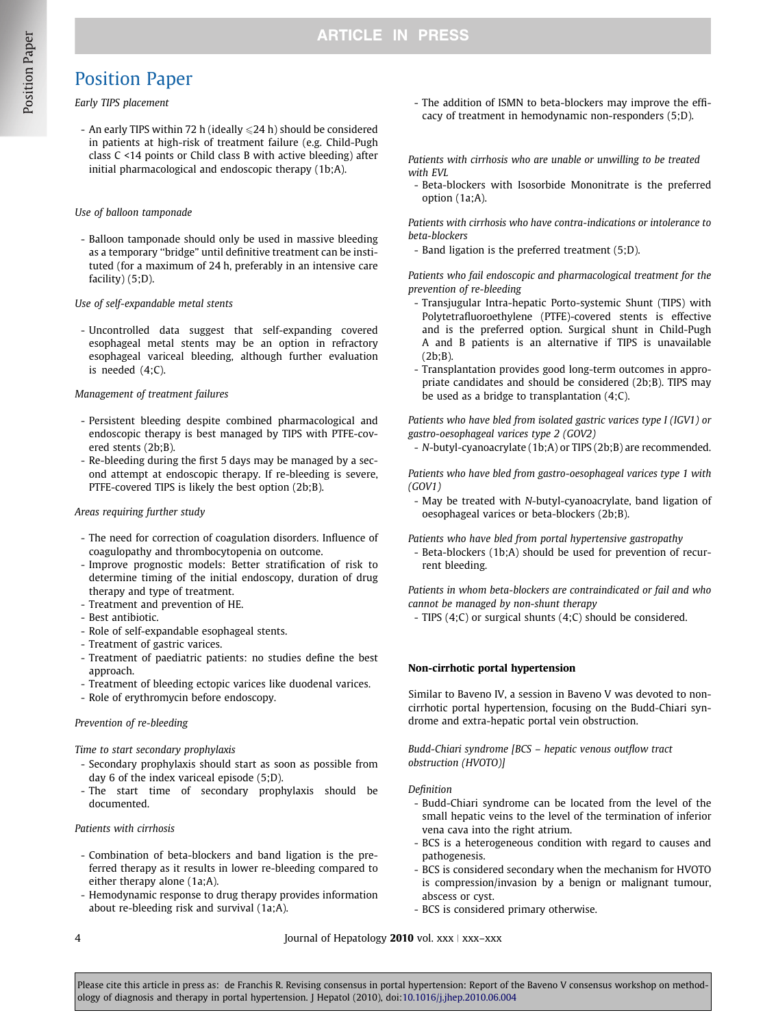*Early TIPS placement*

- An early TIPS within 72 h (ideally ⩽24 h) should be considered in patients at high-risk of treatment failure (e.g. Child-Pugh class C <14 points or Child class B with active bleeding) after initial pharmacological and endoscopic therapy (1b;A).

*Use of balloon tamponade*

- Balloon tamponade should only be used in massive bleeding as a temporary "bridge" until definitive treatment can be instituted (for a maximum of 24 h, preferably in an intensive care facility) (5;D).

*Use of self-expandable metal stents*

- Uncontrolled data suggest that self-expanding covered esophageal metal stents may be an option in refractory esophageal variceal bleeding, although further evaluation is needed (4;C).

*Management of treatment failures*

- Persistent bleeding despite combined pharmacological and endoscopic therapy is best managed by TIPS with PTFE-covered stents (2b;B).
- Re-bleeding during the first 5 days may be managed by a second attempt at endoscopic therapy. If re-bleeding is severe, PTFE-covered TIPS is likely the best option (2b;B).

*Areas requiring further study*

- The need for correction of coagulation disorders. Influence of coagulopathy and thrombocytopenia on outcome.
- Improve prognostic models: Better stratification of risk to determine timing of the initial endoscopy, duration of drug therapy and type of treatment.
- Treatment and prevention of HE.
- Best antibiotic.
- Role of self-expandable esophageal stents.
- Treatment of gastric varices.
- Treatment of paediatric patients: no studies define the best approach.
- Treatment of bleeding ectopic varices like duodenal varices.
- Role of erythromycin before endoscopy.

*Prevention of re-bleeding*

*Time to start secondary prophylaxis*

- Secondary prophylaxis should start as soon as possible from day 6 of the index variceal episode (5;D).
- The start time of secondary prophylaxis should be documented.

*Patients with cirrhosis*

- Combination of beta-blockers and band ligation is the preferred therapy as it results in lower re-bleeding compared to either therapy alone (1a;A).
- Hemodynamic response to drug therapy provides information about re-bleeding risk and survival (1a;A).
- The addition of ISMN to beta-blockers may improve the efficacy of treatment in hemodynamic non-responders (5;D).

*Patients with cirrhosis who are unable or unwilling to be treated with EVL*

- Beta-blockers with Isosorbide Mononitrate is the preferred option (1a;A).

*Patients with cirrhosis who have contra-indications or intolerance to beta-blockers*

- Band ligation is the preferred treatment (5;D).

*Patients who fail endoscopic and pharmacological treatment for the prevention of re-bleeding*

- Transjugular Intra-hepatic Porto-systemic Shunt (TIPS) with Polytetrafluoroethylene (PTFE)-covered stents is effective and is the preferred option. Surgical shunt in Child-Pugh A and B patients is an alternative if TIPS is unavailable (2b;B).
- Transplantation provides good long-term outcomes in appropriate candidates and should be considered (2b;B). TIPS may be used as a bridge to transplantation (4;C).

*Patients who have bled from isolated gastric varices type I (IGV1) or gastro-oesophageal varices type 2 (GOV2)*

- *N*-butyl-cyanoacrylate (1b;A) or TIPS (2b;B) are recommended.

*Patients who have bled from gastro-oesophageal varices type 1 with (GOV1)*

- May be treated with *N*-butyl-cyanoacrylate, band ligation of oesophageal varices or beta-blockers (2b;B).

*Patients who have bled from portal hypertensive gastropathy*

- Beta-blockers (1b;A) should be used for prevention of recurrent bleeding.

*Patients in whom beta-blockers are contraindicated or fail and who cannot be managed by non-shunt therapy*

- TIPS (4;C) or surgical shunts (4;C) should be considered.

**Non-cirrhotic portal hypertension**

Similar to Baveno IV, a session in Baveno V was devoted to non-cirrhotic portal hypertension, focusing on the Budd-Chiari syndrome and extra-hepatic portal vein obstruction.

*Budd-Chiari syndrome [BCS – hepatic venous outflow tract obstruction (HVOTO)]*

*Definition*

- Budd-Chiari syndrome can be located from the level of the small hepatic veins to the level of the termination of inferior vena cava into the right atrium.
- BCS is a heterogeneous condition with regard to causes and pathogenesis.
- BCS is considered secondary when the mechanism for HVOTO is compression/invasion by a benign or malignant tumour, abscess or cyst.
- BCS is considered primary otherwise.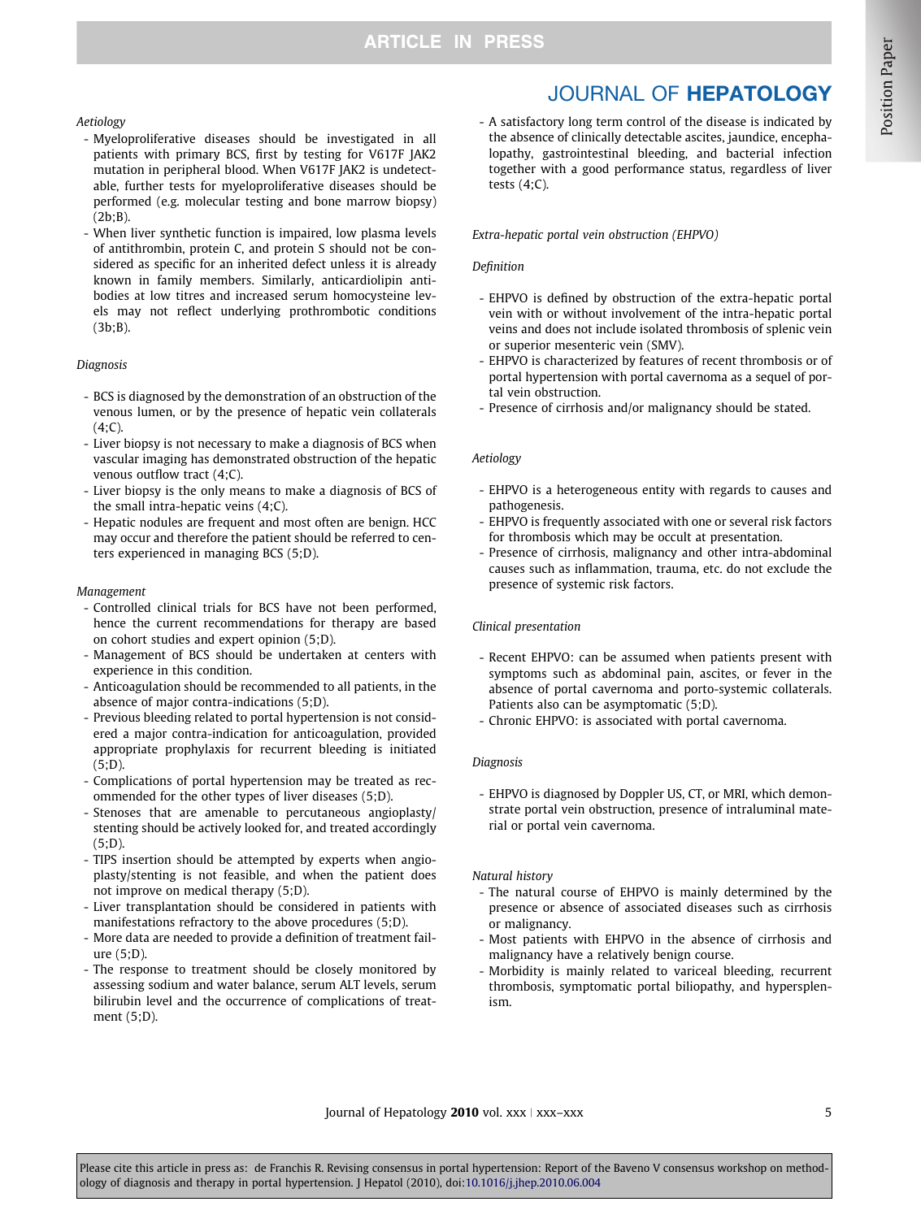*Aetiology*

- Myeloproliferative diseases should be investigated in all patients with primary BCS, first by testing for V617F JAK2 mutation in peripheral blood. When V617F JAK2 is undetectable, further tests for myeloproliferative diseases should be performed (e.g. molecular testing and bone marrow biopsy) (2b;B).
- When liver synthetic function is impaired, low plasma levels of antithrombin, protein C, and protein S should not be considered as specific for an inherited defect unless it is already known in family members. Similarly, anticardiolipin antibodies at low titres and increased serum homocysteine levels may not reflect underlying prothrombotic conditions (3b;B).

*Diagnosis*

- BCS is diagnosed by the demonstration of an obstruction of the venous lumen, or by the presence of hepatic vein collaterals (4;C).
- Liver biopsy is not necessary to make a diagnosis of BCS when vascular imaging has demonstrated obstruction of the hepatic venous outflow tract (4;C).
- Liver biopsy is the only means to make a diagnosis of BCS of the small intra-hepatic veins (4;C).
- Hepatic nodules are frequent and most often are benign. HCC may occur and therefore the patient should be referred to centers experienced in managing BCS (5;D).

*Management*

- Controlled clinical trials for BCS have not been performed, hence the current recommendations for therapy are based on cohort studies and expert opinion (5;D).
- Management of BCS should be undertaken at centers with experience in this condition.
- Anticoagulation should be recommended to all patients, in the absence of major contra-indications (5;D).
- Previous bleeding related to portal hypertension is not considered a major contra-indication for anticoagulation, provided appropriate prophylaxis for recurrent bleeding is initiated (5;D).
- Complications of portal hypertension may be treated as recommended for the other types of liver diseases (5;D).
- Stenoses that are amenable to percutaneous angioplasty/stenting should be actively looked for, and treated accordingly (5;D).
- TIPS insertion should be attempted by experts when angioplasty/stenting is not feasible, and when the patient does not improve on medical therapy (5;D).
- Liver transplantation should be considered in patients with manifestations refractory to the above procedures (5;D).
- More data are needed to provide a definition of treatment failure (5;D).
- The response to treatment should be closely monitored by assessing sodium and water balance, serum ALT levels, serum bilirubin level and the occurrence of complications of treatment (5;D).
- A satisfactory long term control of the disease is indicated by the absence of clinically detectable ascites, jaundice, encephalopathy, gastrointestinal bleeding, and bacterial infection together with a good performance status, regardless of liver tests (4;C).

*Extra-hepatic portal vein obstruction (EHPVO)*

*Definition*

- EHPVO is defined by obstruction of the extra-hepatic portal vein with or without involvement of the intra-hepatic portal veins and does not include isolated thrombosis of splenic vein or superior mesenteric vein (SMV).
- EHPVO is characterized by features of recent thrombosis or of portal hypertension with portal cavernoma as a sequel of portal vein obstruction.
- Presence of cirrhosis and/or malignancy should be stated.

*Aetiology*

- EHPVO is a heterogeneous entity with regards to causes and pathogenesis.
- EHPVO is frequently associated with one or several risk factors for thrombosis which may be occult at presentation.
- Presence of cirrhosis, malignancy and other intra-abdominal causes such as inflammation, trauma, etc. do not exclude the presence of systemic risk factors.

*Clinical presentation*

- Recent EHPVO: can be assumed when patients present with symptoms such as abdominal pain, ascites, or fever in the absence of portal cavernoma and porto-systemic collaterals. Patients also can be asymptomatic (5;D).
- Chronic EHPVO: is associated with portal cavernoma.

*Diagnosis*

- EHPVO is diagnosed by Doppler US, CT, or MRI, which demonstrate portal vein obstruction, presence of intraluminal material or portal vein cavernoma.

*Natural history*

- The natural course of EHPVO is mainly determined by the presence or absence of associated diseases such as cirrhosis or malignancy.
- Most patients with EHPVO in the absence of cirrhosis and malignancy have a relatively benign course.
- Morbidity is mainly related to variceal bleeding, recurrent thrombosis, symptomatic portal biliopathy, and hypersplenism.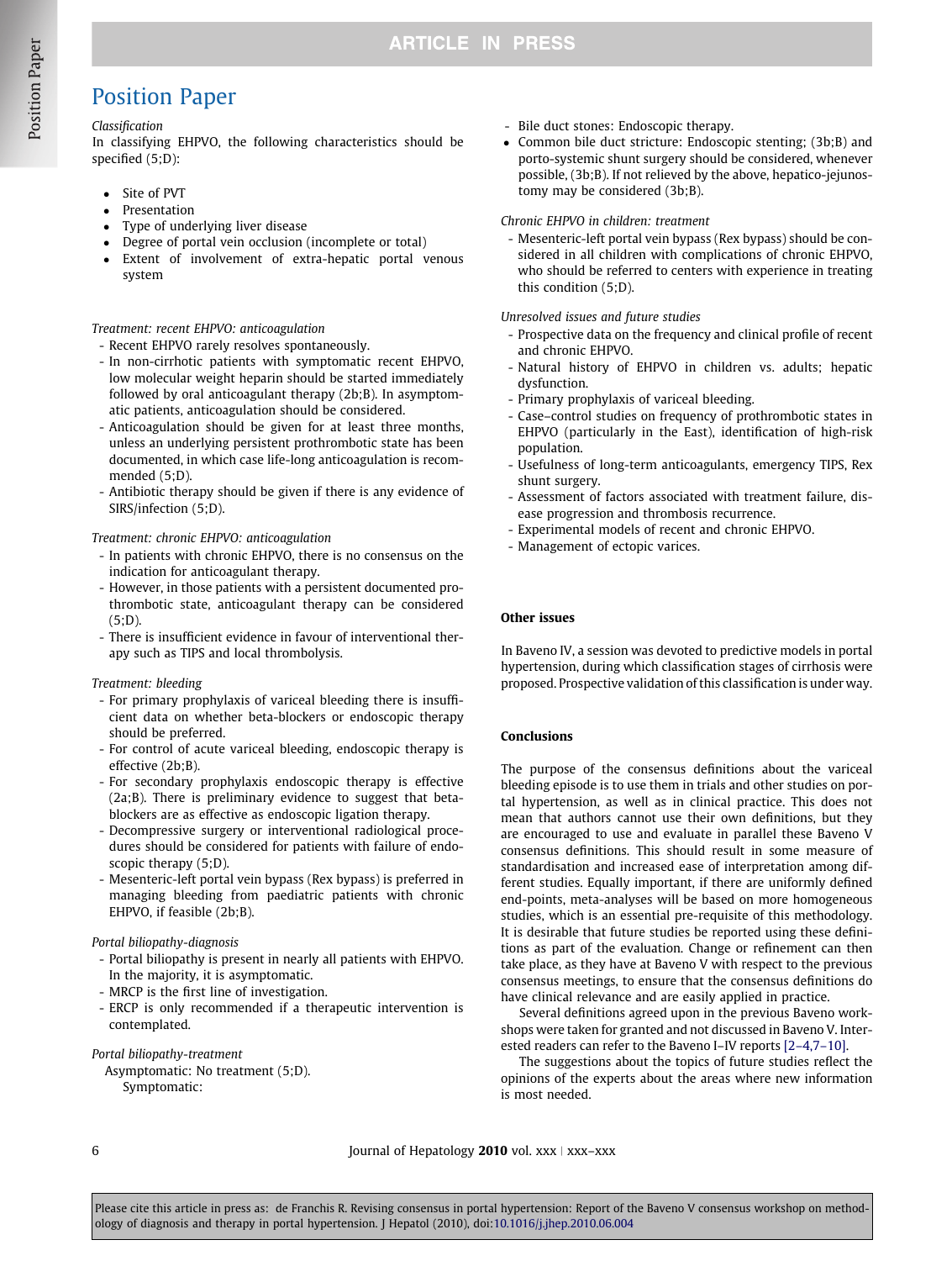*Classification*

In classifying EHPVO, the following characteristics should be specified (5;D):

- Site of PVT
- Presentation
- Type of underlying liver disease
- Degree of portal vein occlusion (incomplete or total)
- Extent of involvement of extra-hepatic portal venous system

*Treatment: recent EHPVO: anticoagulation*

- Recent EHPVO rarely resolves spontaneously.
- In non-cirrhotic patients with symptomatic recent EHPVO, low molecular weight heparin should be started immediately followed by oral anticoagulant therapy (2b;B). In asymptomatic patients, anticoagulation should be considered.
- Anticoagulation should be given for at least three months, unless an underlying persistent prothrombotic state has been documented, in which case life-long anticoagulation is recommended (5;D).
- Antibiotic therapy should be given if there is any evidence of SIRS/infection (5;D).

*Treatment: chronic EHPVO: anticoagulation*

- In patients with chronic EHPVO, there is no consensus on the indication for anticoagulant therapy.
- However, in those patients with a persistent documented prothrombotic state, anticoagulant therapy can be considered (5;D).
- There is insufficient evidence in favour of interventional therapy such as TIPS and local thrombolysis.

*Treatment: bleeding*

- For primary prophylaxis of variceal bleeding there is insufficient data on whether beta-blockers or endoscopic therapy should be preferred.
- For control of acute variceal bleeding, endoscopic therapy is effective (2b;B).
- For secondary prophylaxis endoscopic therapy is effective (2a;B). There is preliminary evidence to suggest that beta-blockers are as effective as endoscopic ligation therapy.
- Decompressive surgery or interventional radiological procedures should be considered for patients with failure of endoscopic therapy (5;D).
- Mesenteric-left portal vein bypass (Rex bypass) is preferred in managing bleeding from paediatric patients with chronic EHPVO, if feasible (2b;B).

*Portal biliopathy-diagnosis*

- Portal biliopathy is present in nearly all patients with EHPVO. In the majority, it is asymptomatic.
- MRCP is the first line of investigation.
- ERCP is only recommended if a therapeutic intervention is contemplated.

*Portal biliopathy-treatment*

Asymptomatic: No treatment (5;D).

Symptomatic:

- Bile duct stones: Endoscopic therapy.
- Common bile duct stricture: Endoscopic stenting; (3b;B) and porto-systemic shunt surgery should be considered, whenever possible, (3b;B). If not relieved by the above, hepatico-jejunostomy may be considered (3b;B).

*Chronic EHPVO in children: treatment*

- Mesenteric-left portal vein bypass (Rex bypass) should be considered in all children with complications of chronic EHPVO, who should be referred to centers with experience in treating this condition (5;D).

*Unresolved issues and future studies*

- Prospective data on the frequency and clinical profile of recent and chronic EHPVO.
- Natural history of EHPVO in children vs. adults; hepatic dysfunction.
- Primary prophylaxis of variceal bleeding.
- Case–control studies on frequency of prothrombotic states in EHPVO (particularly in the East), identification of high-risk population.
- Usefulness of long-term anticoagulants, emergency TIPS, Rex shunt surgery.
- Assessment of factors associated with treatment failure, disease progression and thrombosis recurrence.
- Experimental models of recent and chronic EHPVO.
- Management of ectopic varices.

## Other issues

In Baveno IV, a session was devoted to predictive models in portal hypertension, during which classification stages of cirrhosis were proposed. Prospective validation of this classification is under way.

## Conclusions

The purpose of the consensus definitions about the variceal bleeding episode is to use them in trials and other studies on portal hypertension, as well as in clinical practice. This does not mean that authors cannot use their own definitions, but they are encouraged to use and evaluate in parallel these Baveno V consensus definitions. This should result in some measure of standardisation and increased ease of interpretation among different studies. Equally important, if there are uniformly defined end-points, meta-analyses will be based on more homogeneous studies, which is an essential pre-requisite of this methodology. It is desirable that future studies be reported using these definitions as part of the evaluation. Change or refinement can then take place, as they have at Baveno V with respect to the previous consensus meetings, to ensure that the consensus definitions do have clinical relevance and are easily applied in practice.

Several definitions agreed upon in the previous Baveno workshops were taken for granted and not discussed in Baveno V. Interested readers can refer to the Baveno I–IV reports [2–4,7–10].

The suggestions about the topics of future studies reflect the opinions of the experts about the areas where new information is most needed.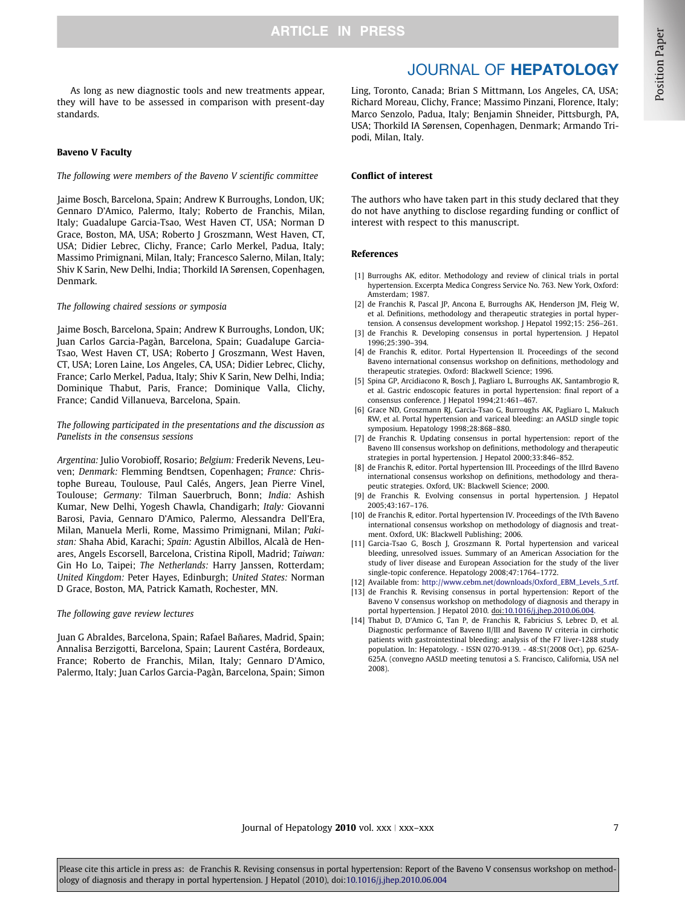As long as new diagnostic tools and new treatments appear, they will have to be assessed in comparison with present-day standards.

### Baveno V Faculty

*The following were members of the Baveno V scientific committee*

Jaime Bosch, Barcelona, Spain; Andrew K Burroughs, London, UK; Gennaro D'Amico, Palermo, Italy; Roberto de Franchis, Milan, Italy; Guadalupe Garcia-Tsao, West Haven CT, USA; Norman D Grace, Boston, MA, USA; Roberto J Groszmann, West Haven, CT, USA; Didier Lebrec, Clichy, France; Carlo Merkel, Padua, Italy; Massimo Primignani, Milan, Italy; Francesco Salerno, Milan, Italy; Shiv K Sarin, New Delhi, India; Thorkild IA Sørensen, Copenhagen, Denmark.

*The following chaired sessions or symposia*

Jaime Bosch, Barcelona, Spain; Andrew K Burroughs, London, UK; Juan Carlos Garcia-Pagàn, Barcelona, Spain; Guadalupe Garcia-Tsao, West Haven CT, USA; Roberto J Groszmann, West Haven, CT, USA; Loren Laine, Los Angeles, CA, USA; Didier Lebrec, Clichy, France; Carlo Merkel, Padua, Italy; Shiv K Sarin, New Delhi, India; Dominique Thabut, Paris, France; Dominique Valla, Clichy, France; Candid Villanueva, Barcelona, Spain.

*The following participated in the presentations and the discussion as Panelists in the consensus sessions*

*Argentina:* Julio Vorobioff, Rosario; *Belgium:* Frederik Nevens, Leuven; *Denmark:* Flemming Bendtsen, Copenhagen; *France:* Christophe Bureau, Toulouse, Paul Calés, Angers, Jean Pierre Vinel, Toulouse; *Germany:* Tilman Sauerbruch, Bonn; *India:* Ashish Kumar, New Delhi, Yogesh Chawla, Chandigarh; *Italy:* Giovanni Barosi, Pavia, Gennaro D'Amico, Palermo, Alessandra Dell'Era, Milan, Manuela Merli, Rome, Massimo Primignani, Milan; *Pakistan:* Shaha Abid, Karachi; *Spain:* Agustin Albillos, Alcalà de Henares, Angels Escorsell, Barcelona, Cristina Ripoll, Madrid; *Taiwan:* Gin Ho Lo, Taipei; *The Netherlands:* Harry Janssen, Rotterdam; *United Kingdom:* Peter Hayes, Edinburgh; *United States:* Norman D Grace, Boston, MA, Patrick Kamath, Rochester, MN.

*The following gave review lectures*

Juan G Abraldes, Barcelona, Spain; Rafael Bañares, Madrid, Spain; Annalisa Berzigotti, Barcelona, Spain; Laurent Castéra, Bordeaux, France; Roberto de Franchis, Milan, Italy; Gennaro D'Amico, Palermo, Italy; Juan Carlos Garcia-Pagàn, Barcelona, Spain; Simon Ling, Toronto, Canada; Brian S Mittmann, Los Angeles, CA, USA; Richard Moreau, Clichy, France; Massimo Pinzani, Florence, Italy; Marco Senzolo, Padua, Italy; Benjamin Shneider, Pittsburgh, PA, USA; Thorkild IA Sørensen, Copenhagen, Denmark; Armando Tripodi, Milan, Italy.

### Conflict of interest

The authors who have taken part in this study declared that they do not have anything to disclose regarding funding or conflict of interest with respect to this manuscript.

### References

[1] Burroughs AK, editor. Methodology and review of clinical trials in portal hypertension. Excerpta Medica Congress Service No. 763. New York, Oxford: Amsterdam; 1987.

[2] de Franchis R, Pascal JP, Ancona E, Burroughs AK, Henderson JM, Fleig W, et al. Definitions, methodology and therapeutic strategies in portal hypertension. A consensus development workshop. J Hepatol 1992;15: 256–261.

[3] de Franchis R. Developing consensus in portal hypertension. J Hepatol 1996;25:390–394.

[4] de Franchis R, editor. Portal Hypertension II. Proceedings of the second Baveno international consensus workshop on definitions, methodology and therapeutic strategies. Oxford: Blackwell Science; 1996.

[5] Spina GP, Arcidiacono R, Bosch J, Pagliaro L, Burroughs AK, Santambrogio R, et al. Gastric endoscopic features in portal hypertension: final report of a consensus conference. J Hepatol 1994;21:461–467.

[6] Grace ND, Groszmann RJ, Garcia-Tsao G, Burroughs AK, Pagliaro L, Makuch RW, et al. Portal hypertension and variceal bleeding: an AASLD single topic symposium. Hepatology 1998;28:868–880.

[7] de Franchis R. Updating consensus in portal hypertension: report of the Baveno III consensus workshop on definitions, methodology and therapeutic strategies in portal hypertension. J Hepatol 2000;33:846–852.

[8] de Franchis R, editor. Portal hypertension III. Proceedings of the IIIrd Baveno international consensus workshop on definitions, methodology and therapeutic strategies. Oxford, UK: Blackwell Science; 2000.

[9] de Franchis R. Evolving consensus in portal hypertension. J Hepatol 2005;43:167–176.

[10] de Franchis R, editor. Portal hypertension IV. Proceedings of the IVth Baveno international consensus workshop on methodology of diagnosis and treatment. Oxford, UK: Blackwell Publishing; 2006.

[11] Garcia-Tsao G, Bosch J, Groszmann R. Portal hypertension and variceal bleeding, unresolved issues. Summary of an American Association for the study of liver disease and European Association for the study of the liver single-topic conference. Hepatology 2008;47:1764–1772.

[12] Available from: http://www.cebm.net/downloads/Oxford_EBM_Levels_5.rtf.

[13] de Franchis R. Revising consensus in portal hypertension: Report of the Baveno V consensus workshop on methodology of diagnosis and therapy in portal hypertension. J Hepatol 2010. doi:10.1016/j.jhep.2010.06.004.

[14] Thabut D, D'Amico G, Tan P, de Franchis R, Fabricius S, Lebrec D, et al. Diagnostic performance of Baveno II/III and Baveno IV criteria in cirrhotic patients with gastrointestinal bleeding: analysis of the F7 liver-1288 study population. In: Hepatology. - ISSN 0270-9139. - 48:S1(2008 Oct), pp. 625A-625A. (convegno AASLD meeting tenutosi a S. Francisco, California, USA nel 2008).

Please cite this article in press as: de Franchis R. Revising consensus in portal hypertension: Report of the Baveno V consensus workshop on methodology of diagnosis and therapy in portal hypertension. J Hepatol (2010), doi:10.1016/j.jhep.2010.06.004